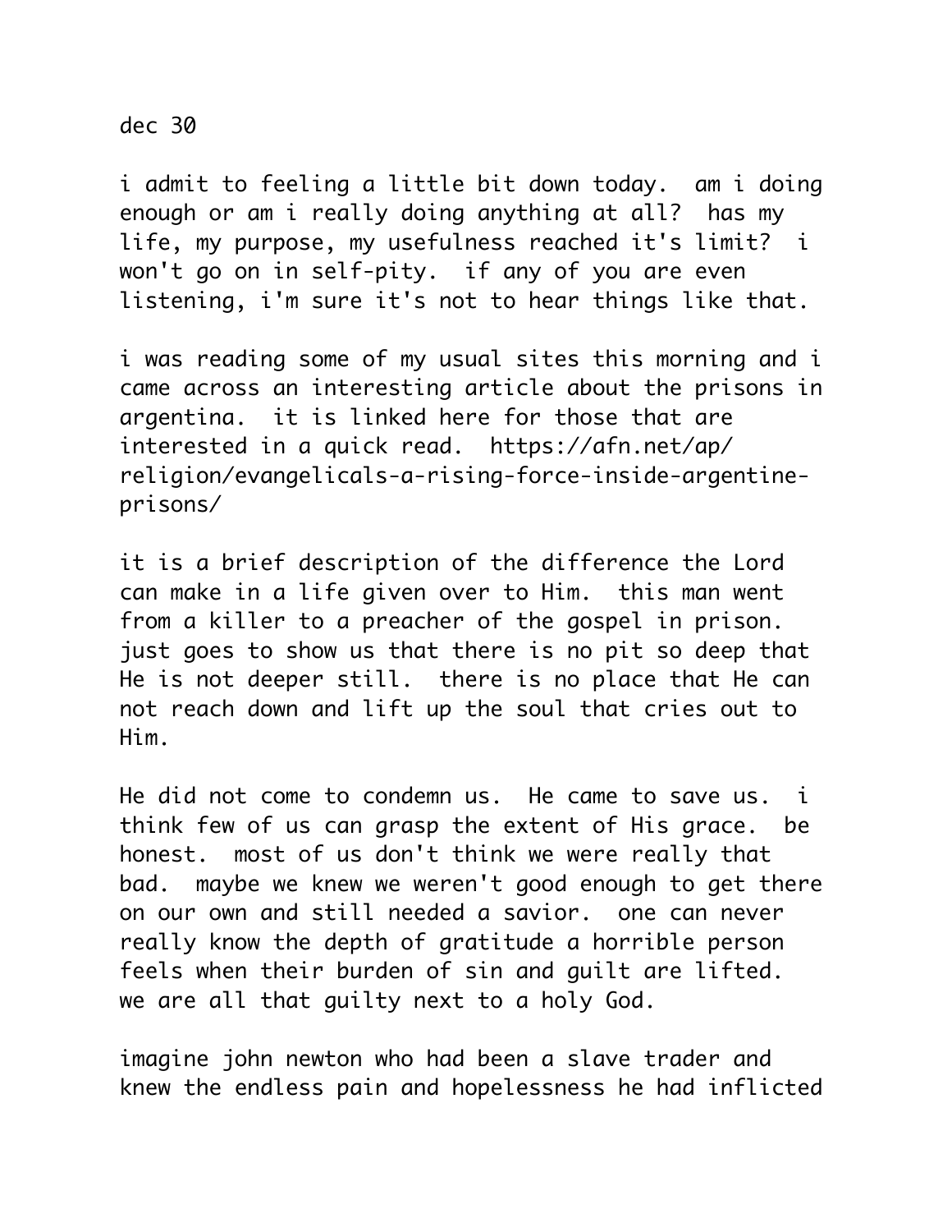dec 30

i admit to feeling a little bit down today.  am i doing enough or am i really doing anything at all?  has my life, my purpose, my usefulness reached it's limit?  i won't go on in self-pity.  if any of you are even listening, i'm sure it's not to hear things like that.

i was reading some of my usual sites this morning and i came across an interesting article about the prisons in argentina.  it is linked here for those that are interested in a quick read.  https://afn.net/ap/religion/evangelicals-a-rising-force-inside-argentine-prisons/

it is a brief description of the difference the Lord can make in a life given over to Him.  this man went from a killer to a preacher of the gospel in prison.  just goes to show us that there is no pit so deep that He is not deeper still.  there is no place that He can not reach down and lift up the soul that cries out to Him.

He did not come to condemn us.  He came to save us.  i think few of us can grasp the extent of His grace.  be honest.  most of us don't think we were really that bad.  maybe we knew we weren't good enough to get there on our own and still needed a savior.  one can never really know the depth of gratitude a horrible person feels when their burden of sin and guilt are lifted.  we are all that guilty next to a holy God.

imagine john newton who had been a slave trader and knew the endless pain and hopelessness he had inflicted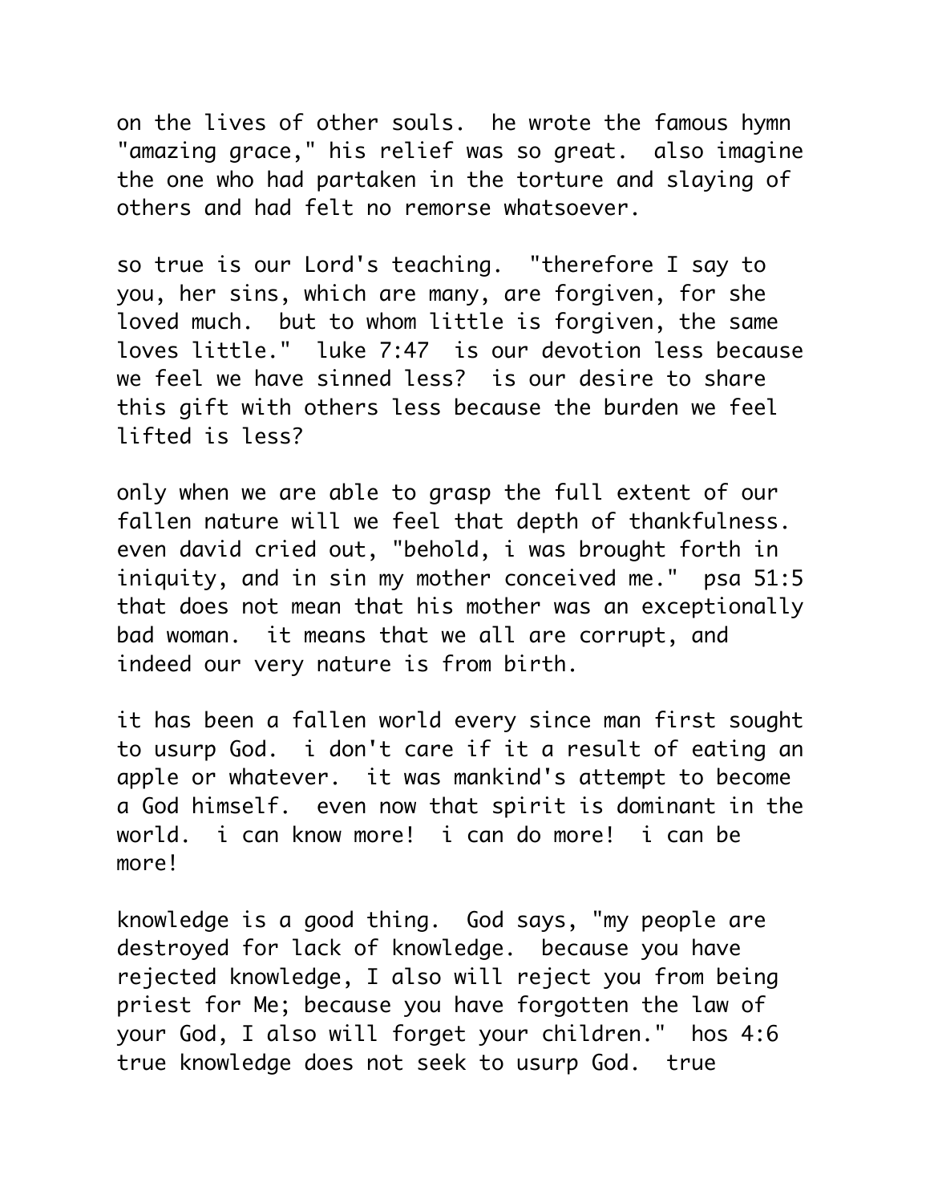on the lives of other souls. he wrote the famous hymn "amazing grace," his relief was so great. also imagine the one who had partaken in the torture and slaying of others and had felt no remorse whatsoever.

so true is our Lord's teaching. "therefore I say to you, her sins, which are many, are forgiven, for she loved much. but to whom little is forgiven, the same loves little." luke 7:47 is our devotion less because we feel we have sinned less? is our desire to share this gift with others less because the burden we feel lifted is less?

only when we are able to grasp the full extent of our fallen nature will we feel that depth of thankfulness. even david cried out, "behold, i was brought forth in iniquity, and in sin my mother conceived me." psa 51:5 that does not mean that his mother was an exceptionally bad woman. it means that we all are corrupt, and indeed our very nature is from birth.

it has been a fallen world every since man first sought to usurp God. i don't care if it a result of eating an apple or whatever. it was mankind's attempt to become a God himself. even now that spirit is dominant in the world. i can know more! i can do more! i can be more!

knowledge is a good thing. God says, "my people are destroyed for lack of knowledge. because you have rejected knowledge, I also will reject you from being priest for Me; because you have forgotten the law of your God, I also will forget your children." hos 4:6 true knowledge does not seek to usurp God. true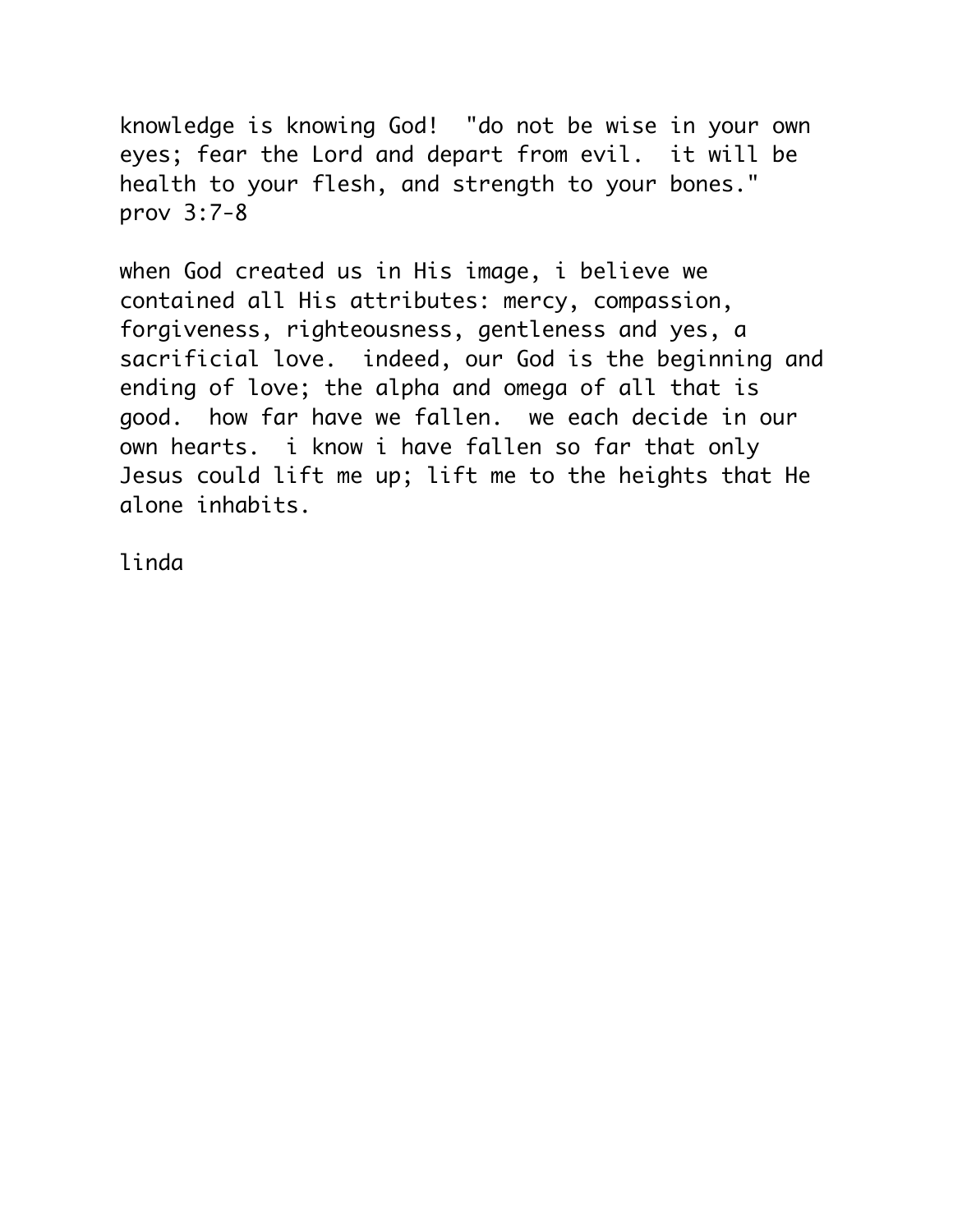knowledge is knowing God! "do not be wise in your own eyes; fear the Lord and depart from evil. it will be health to your flesh, and strength to your bones." prov 3:7-8

when God created us in His image, i believe we contained all His attributes: mercy, compassion, forgiveness, righteousness, gentleness and yes, a sacrificial love. indeed, our God is the beginning and ending of love; the alpha and omega of all that is good. how far have we fallen. we each decide in our own hearts. i know i have fallen so far that only Jesus could lift me up; lift me to the heights that He alone inhabits.

linda